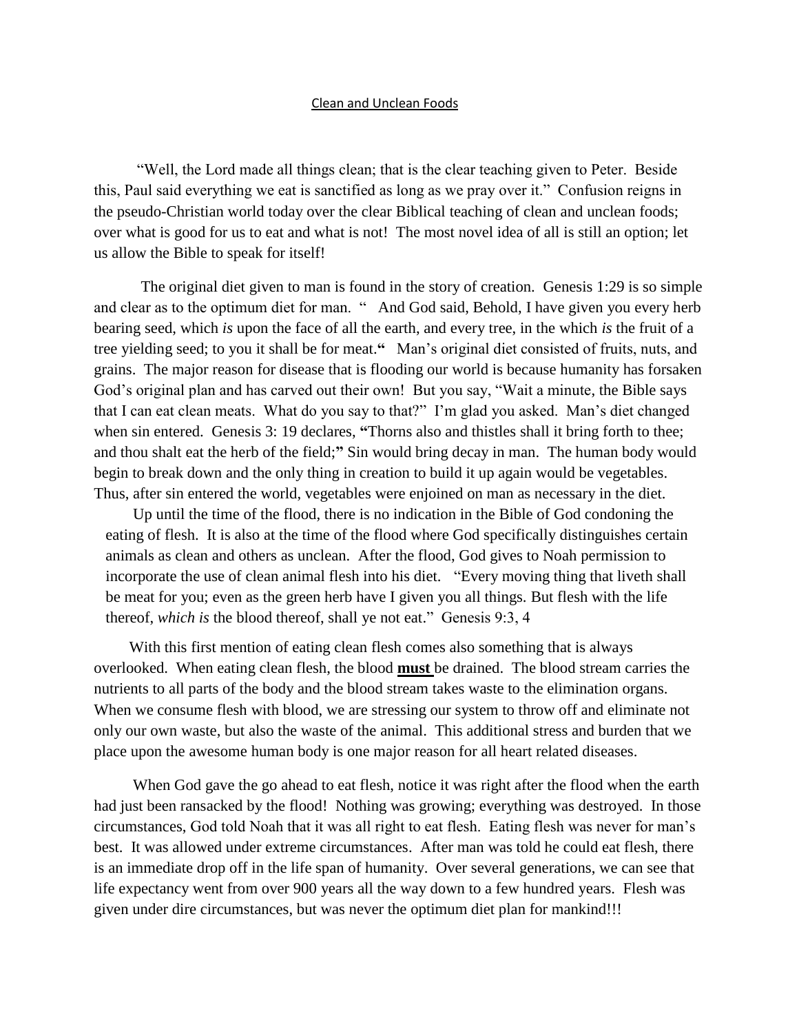# Clean and Unclean Foods

"Well, the Lord made all things clean; that is the clear teaching given to Peter. Beside this, Paul said everything we eat is sanctified as long as we pray over it." Confusion reigns in the pseudo-Christian world today over the clear Biblical teaching of clean and unclean foods; over what is good for us to eat and what is not! The most novel idea of all is still an option; let us allow the Bible to speak for itself!

The original diet given to man is found in the story of creation. Genesis 1:29 is so simple and clear as to the optimum diet for man. " And God said, Behold, I have given you every herb bearing seed, which *is* upon the face of all the earth, and every tree, in the which *is* the fruit of a tree yielding seed; to you it shall be for meat." Man's original diet consisted of fruits, nuts, and grains. The major reason for disease that is flooding our world is because humanity has forsaken God's original plan and has carved out their own! But you say, "Wait a minute, the Bible says that I can eat clean meats. What do you say to that?" I'm glad you asked. Man's diet changed when sin entered. Genesis 3: 19 declares, "Thorns also and thistles shall it bring forth to thee; and thou shalt eat the herb of the field;" Sin would bring decay in man. The human body would begin to break down and the only thing in creation to build it up again would be vegetables. Thus, after sin entered the world, vegetables were enjoined on man as necessary in the diet.

Up until the time of the flood, there is no indication in the Bible of God condoning the eating of flesh. It is also at the time of the flood where God specifically distinguishes certain animals as clean and others as unclean. After the flood, God gives to Noah permission to incorporate the use of clean animal flesh into his diet. "Every moving thing that liveth shall be meat for you; even as the green herb have I given you all things. But flesh with the life thereof, *which is* the blood thereof, shall ye not eat." Genesis 9:3, 4

With this first mention of eating clean flesh comes also something that is always overlooked. When eating clean flesh, the blood **<u>must</u>** be drained. The blood stream carries the nutrients to all parts of the body and the blood stream takes waste to the elimination organs. When we consume flesh with blood, we are stressing our system to throw off and eliminate not only our own waste, but also the waste of the animal. This additional stress and burden that we place upon the awesome human body is one major reason for all heart related diseases.

When God gave the go ahead to eat flesh, notice it was right after the flood when the earth had just been ransacked by the flood! Nothing was growing; everything was destroyed. In those circumstances, God told Noah that it was all right to eat flesh. Eating flesh was never for man's best. It was allowed under extreme circumstances. After man was told he could eat flesh, there is an immediate drop off in the life span of humanity. Over several generations, we can see that life expectancy went from over 900 years all the way down to a few hundred years. Flesh was given under dire circumstances, but was never the optimum diet plan for mankind!!!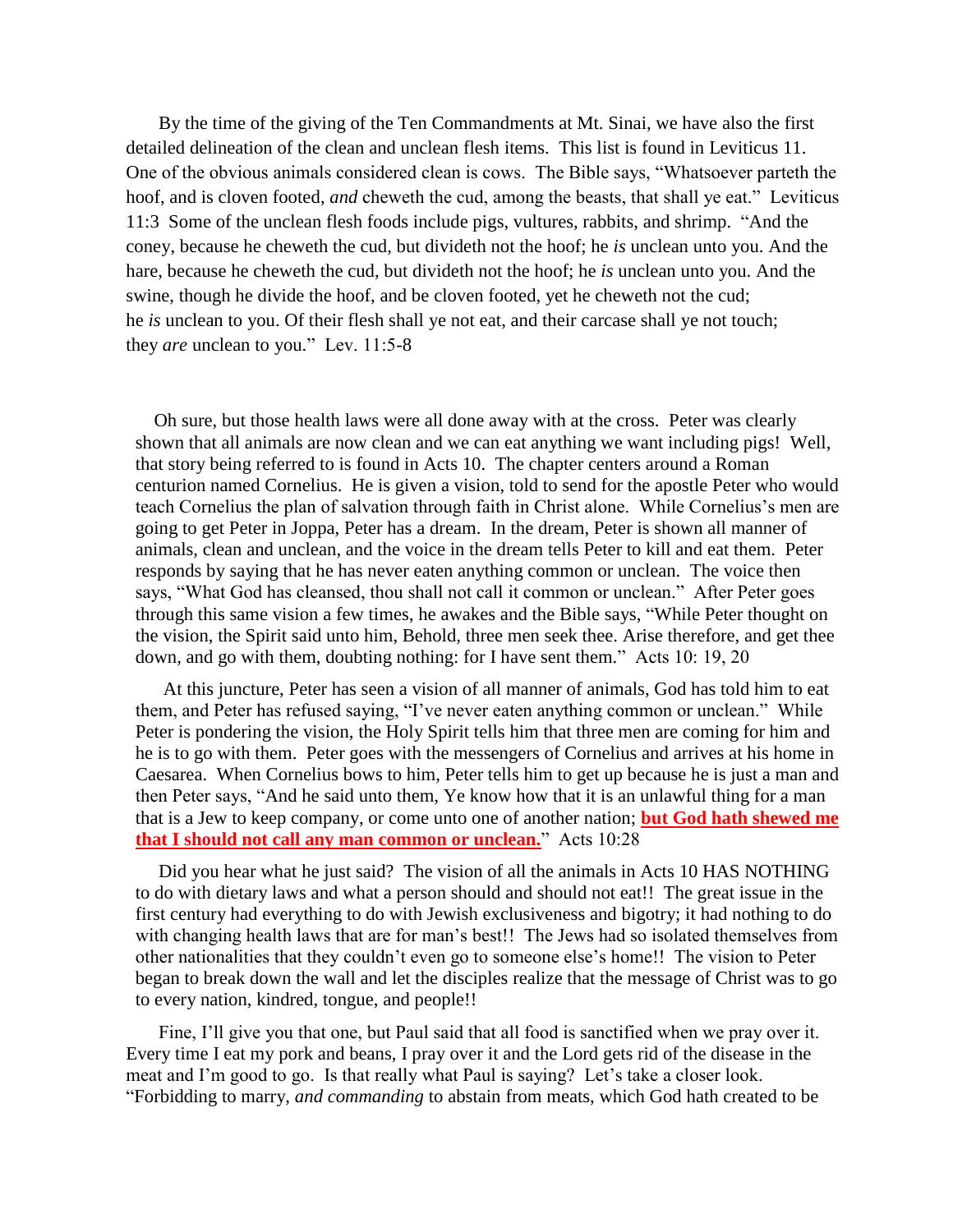By the time of the giving of the Ten Commandments at Mt. Sinai, we have also the first detailed delineation of the clean and unclean flesh items. This list is found in Leviticus 11. One of the obvious animals considered clean is cows. The Bible says, "Whatsoever parteth the hoof, and is cloven footed, *and* cheweth the cud, among the beasts, that shall ye eat." Leviticus 11:3 Some of the unclean flesh foods include pigs, vultures, rabbits, and shrimp. "And the coney, because he cheweth the cud, but divideth not the hoof; he *is* unclean unto you. And the hare, because he cheweth the cud, but divideth not the hoof; he *is* unclean unto you. And the swine, though he divide the hoof, and be cloven footed, yet he cheweth not the cud; he *is* unclean to you. Of their flesh shall ye not eat, and their carcase shall ye not touch; they *are* unclean to you." Lev. 11:5-8

Oh sure, but those health laws were all done away with at the cross. Peter was clearly shown that all animals are now clean and we can eat anything we want including pigs! Well, that story being referred to is found in Acts 10. The chapter centers around a Roman centurion named Cornelius. He is given a vision, told to send for the apostle Peter who would teach Cornelius the plan of salvation through faith in Christ alone. While Cornelius's men are going to get Peter in Joppa, Peter has a dream. In the dream, Peter is shown all manner of animals, clean and unclean, and the voice in the dream tells Peter to kill and eat them. Peter responds by saying that he has never eaten anything common or unclean. The voice then says, "What God has cleansed, thou shall not call it common or unclean." After Peter goes through this same vision a few times, he awakes and the Bible says, "While Peter thought on the vision, the Spirit said unto him, Behold, three men seek thee. Arise therefore, and get thee down, and go with them, doubting nothing: for I have sent them." Acts 10: 19, 20

At this juncture, Peter has seen a vision of all manner of animals, God has told him to eat them, and Peter has refused saying, "I've never eaten anything common or unclean." While Peter is pondering the vision, the Holy Spirit tells him that three men are coming for him and he is to go with them. Peter goes with the messengers of Cornelius and arrives at his home in Caesarea. When Cornelius bows to him, Peter tells him to get up because he is just a man and then Peter says, "And he said unto them, Ye know how that it is an unlawful thing for a man that is a Jew to keep company, or come unto one of another nation; **but God hath shewed me that I should not call any man common or unclean.**" Acts 10:28

Did you hear what he just said? The vision of all the animals in Acts 10 HAS NOTHING to do with dietary laws and what a person should and should not eat!! The great issue in the first century had everything to do with Jewish exclusiveness and bigotry; it had nothing to do with changing health laws that are for man's best!! The Jews had so isolated themselves from other nationalities that they couldn't even go to someone else's home!! The vision to Peter began to break down the wall and let the disciples realize that the message of Christ was to go to every nation, kindred, tongue, and people!!

Fine, I'll give you that one, but Paul said that all food is sanctified when we pray over it. Every time I eat my pork and beans, I pray over it and the Lord gets rid of the disease in the meat and I'm good to go. Is that really what Paul is saying? Let's take a closer look. "Forbidding to marry, *and commanding* to abstain from meats, which God hath created to be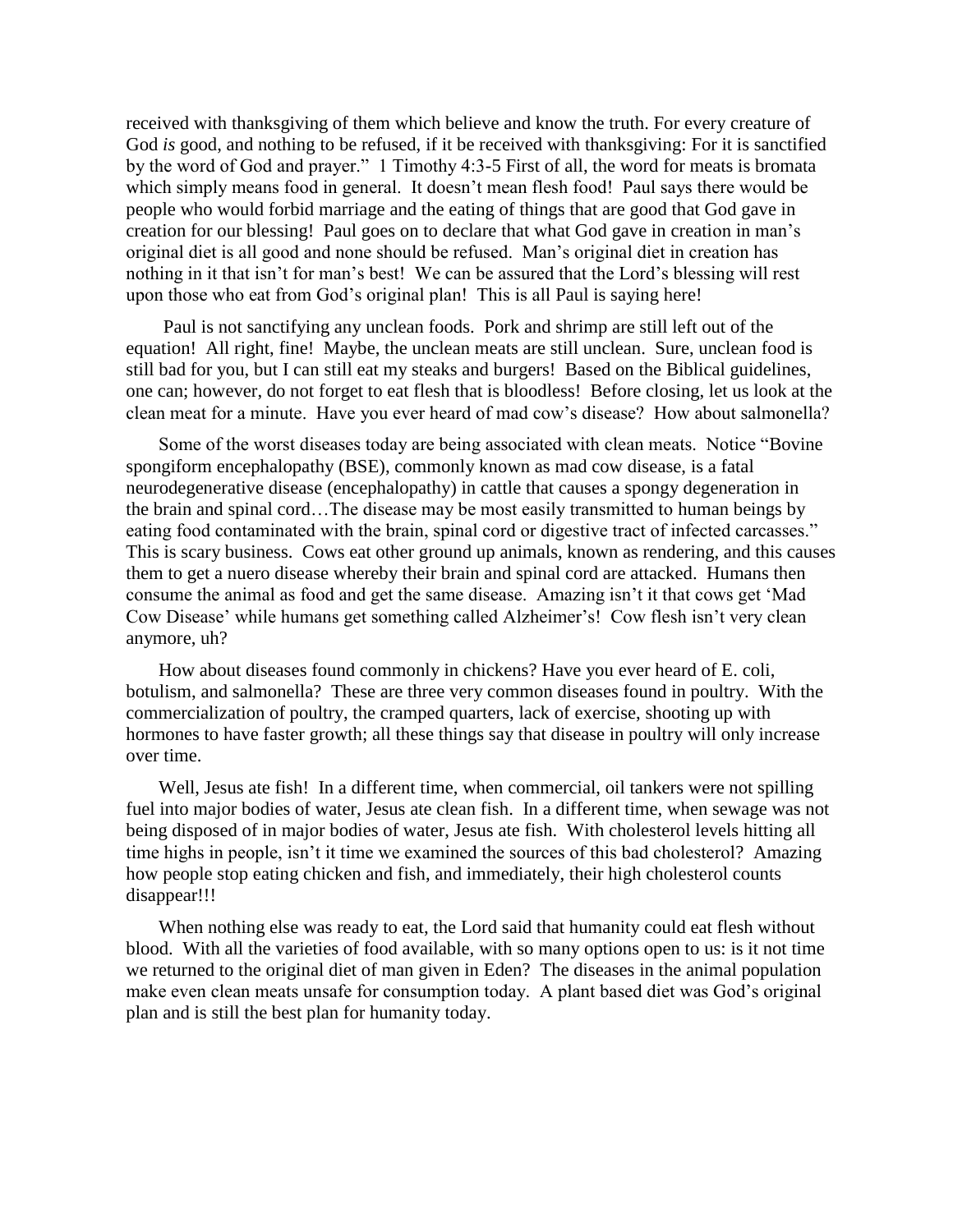received with thanksgiving of them which believe and know the truth. For every creature of God *is* good, and nothing to be refused, if it be received with thanksgiving: For it is sanctified by the word of God and prayer." 1 Timothy 4:3-5 First of all, the word for meats is bromata which simply means food in general. It doesn't mean flesh food! Paul says there would be people who would forbid marriage and the eating of things that are good that God gave in creation for our blessing! Paul goes on to declare that what God gave in creation in man's original diet is all good and none should be refused. Man's original diet in creation has nothing in it that isn't for man's best! We can be assured that the Lord's blessing will rest upon those who eat from God's original plan! This is all Paul is saying here!

Paul is not sanctifying any unclean foods. Pork and shrimp are still left out of the equation! All right, fine! Maybe, the unclean meats are still unclean. Sure, unclean food is still bad for you, but I can still eat my steaks and burgers! Based on the Biblical guidelines, one can; however, do not forget to eat flesh that is bloodless! Before closing, let us look at the clean meat for a minute. Have you ever heard of mad cow's disease? How about salmonella?

Some of the worst diseases today are being associated with clean meats. Notice "Bovine spongiform encephalopathy (BSE), commonly known as mad cow disease, is a fatal neurodegenerative disease (encephalopathy) in cattle that causes a spongy degeneration in the brain and spinal cord…The disease may be most easily transmitted to human beings by eating food contaminated with the brain, spinal cord or digestive tract of infected carcasses." This is scary business. Cows eat other ground up animals, known as rendering, and this causes them to get a nuero disease whereby their brain and spinal cord are attacked. Humans then consume the animal as food and get the same disease. Amazing isn't it that cows get 'Mad Cow Disease' while humans get something called Alzheimer's! Cow flesh isn't very clean anymore, uh?

How about diseases found commonly in chickens? Have you ever heard of E. coli, botulism, and salmonella? These are three very common diseases found in poultry. With the commercialization of poultry, the cramped quarters, lack of exercise, shooting up with hormones to have faster growth; all these things say that disease in poultry will only increase over time.

Well, Jesus ate fish! In a different time, when commercial, oil tankers were not spilling fuel into major bodies of water, Jesus ate clean fish. In a different time, when sewage was not being disposed of in major bodies of water, Jesus ate fish. With cholesterol levels hitting all time highs in people, isn't it time we examined the sources of this bad cholesterol? Amazing how people stop eating chicken and fish, and immediately, their high cholesterol counts disappear!!!

When nothing else was ready to eat, the Lord said that humanity could eat flesh without blood. With all the varieties of food available, with so many options open to us: is it not time we returned to the original diet of man given in Eden? The diseases in the animal population make even clean meats unsafe for consumption today. A plant based diet was God's original plan and is still the best plan for humanity today.